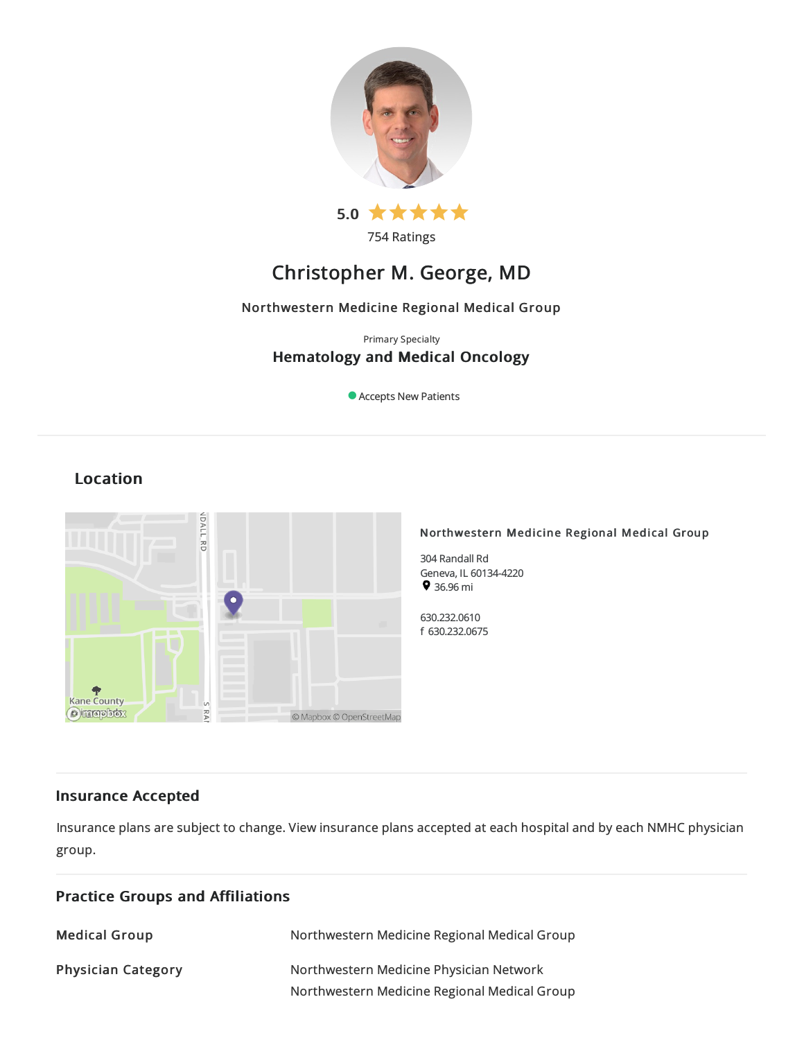5.0 ★★★★★

754 Ratings

# Christopher M. George, MD

Northwestern Medicine Regional Medical Group

Primary Specialty

**Hematology and Medical Oncology**

Accepts New Patients

## Location

**Northwestern Medicine Regional Medical Group**

304 Randall Rd
Geneva, IL 60134-4220
36.96 mi

630.232.0610
f 630.232.0675

## Insurance Accepted

Insurance plans are subject to change. View insurance plans accepted at each hospital and by each NMHC physician group.

## Practice Groups and Affiliations

| | |
|---|---|
| **Medical Group** | Northwestern Medicine Regional Medical Group |
| **Physician Category** | Northwestern Medicine Physician Network<br>Northwestern Medicine Regional Medical Group |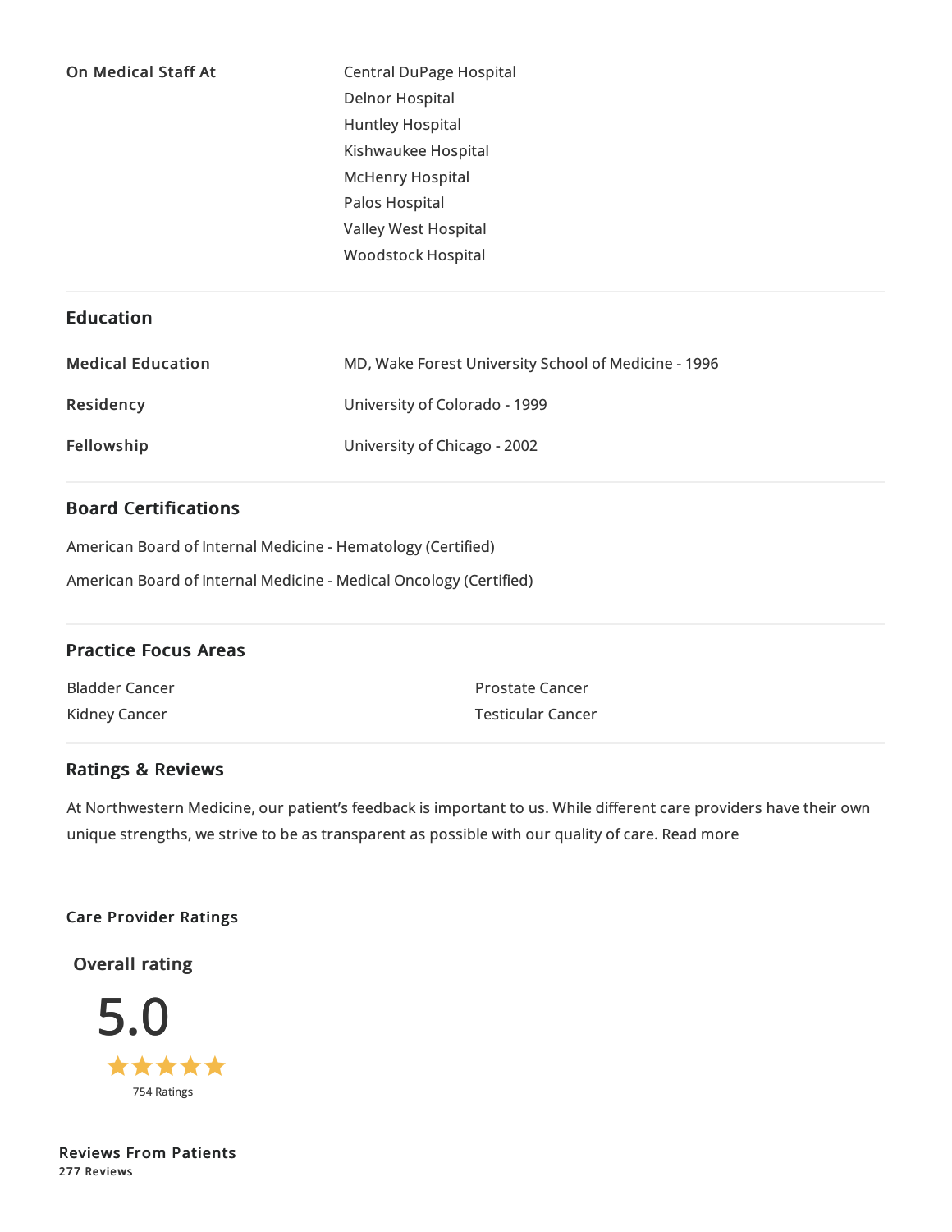**On Medical Staff At**

- Central DuPage Hospital
- Delnor Hospital
- Huntley Hospital
- Kishwaukee Hospital
- McHenry Hospital
- Palos Hospital
- Valley West Hospital
- Woodstock Hospital

## Education

| | |
|---|---|
| **Medical Education** | MD, Wake Forest University School of Medicine - 1996 |
| **Residency** | University of Colorado - 1999 |
| **Fellowship** | University of Chicago - 2002 |

## Board Certifications

American Board of Internal Medicine - Hematology (Certified)

American Board of Internal Medicine - Medical Oncology (Certified)

## Practice Focus Areas

- Bladder Cancer
- Kidney Cancer
- Prostate Cancer
- Testicular Cancer

## Ratings & Reviews

At Northwestern Medicine, our patient's feedback is important to us. While different care providers have their own unique strengths, we strive to be as transparent as possible with our quality of care. Read more

### Care Provider Ratings

**Overall rating**

5.0

★★★★★

754 Ratings

### Reviews From Patients

**277 Reviews**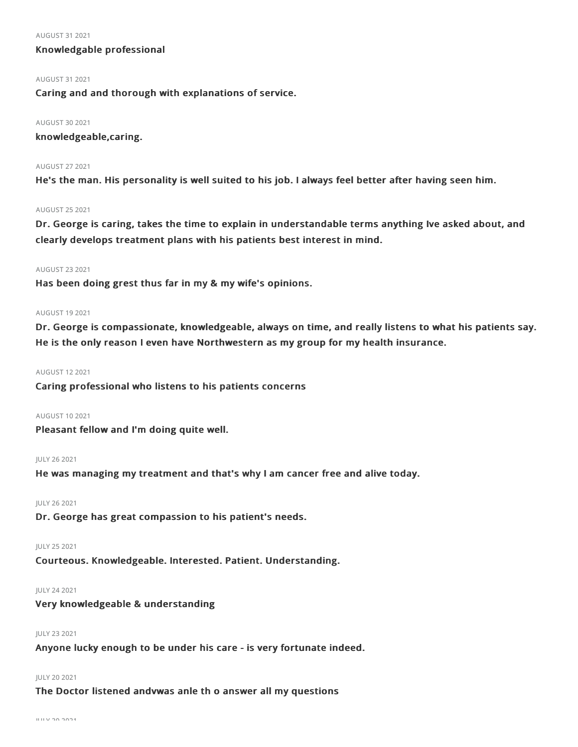AUGUST 31 2021

**Knowledgable professional**

AUGUST 31 2021

**Caring and and thorough with explanations of service.**

AUGUST 30 2021

**knowledgeable,caring.**

AUGUST 27 2021

**He's the man. His personality is well suited to his job. I always feel better after having seen him.**

AUGUST 25 2021

**Dr. George is caring, takes the time to explain in understandable terms anything Ive asked about, and clearly develops treatment plans with his patients best interest in mind.**

AUGUST 23 2021

**Has been doing grest thus far in my & my wife's opinions.**

AUGUST 19 2021

**Dr. George is compassionate, knowledgeable, always on time, and really listens to what his patients say. He is the only reason I even have Northwestern as my group for my health insurance.**

AUGUST 12 2021

**Caring professional who listens to his patients concerns**

AUGUST 10 2021

**Pleasant fellow and I'm doing quite well.**

JULY 26 2021

**He was managing my treatment and that's why I am cancer free and alive today.**

JULY 26 2021

**Dr. George has great compassion to his patient's needs.**

JULY 25 2021

**Courteous. Knowledgeable. Interested. Patient. Understanding.**

JULY 24 2021

**Very knowledgeable & understanding**

JULY 23 2021

**Anyone lucky enough to be under his care - is very fortunate indeed.**

JULY 20 2021

**The Doctor listened andvwas anle th o answer all my questions**

JULY 20 2021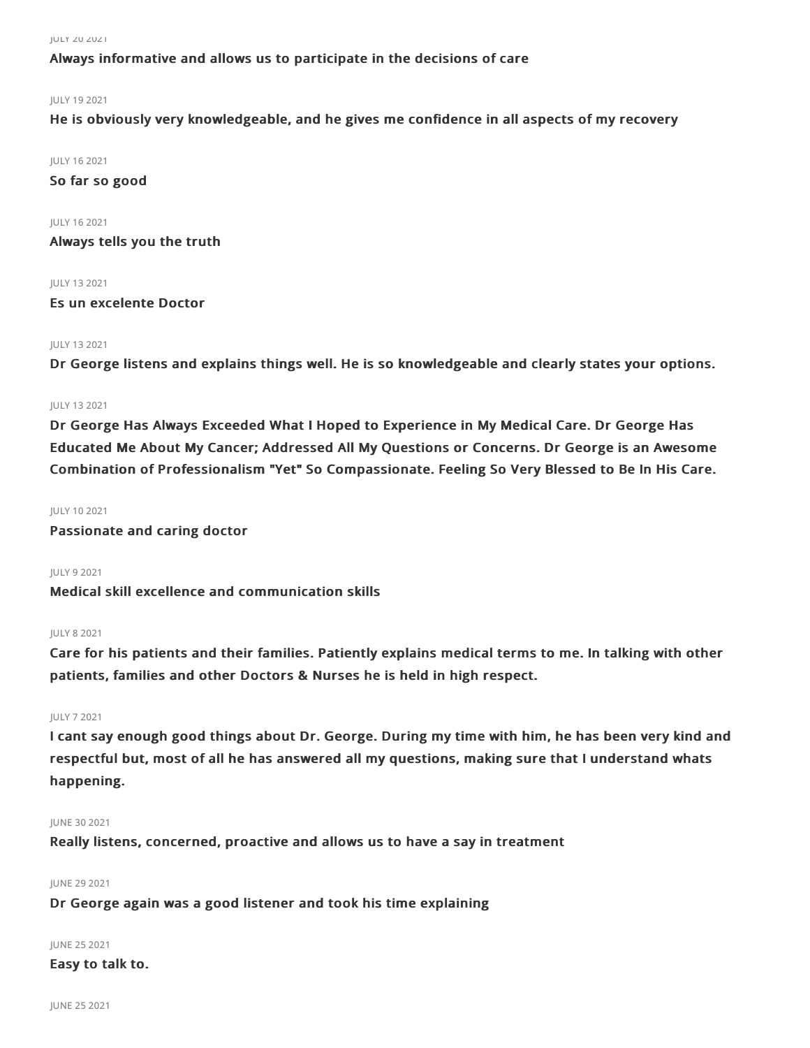JULY 20 2021

**Always informative and allows us to participate in the decisions of care**

JULY 19 2021

**He is obviously very knowledgeable, and he gives me confidence in all aspects of my recovery**

JULY 16 2021

**So far so good**

JULY 16 2021

**Always tells you the truth**

JULY 13 2021

**Es un excelente Doctor**

JULY 13 2021

**Dr George listens and explains things well. He is so knowledgeable and clearly states your options.**

JULY 13 2021

**Dr George Has Always Exceeded What I Hoped to Experience in My Medical Care. Dr George Has Educated Me About My Cancer; Addressed All My Questions or Concerns. Dr George is an Awesome Combination of Professionalism "Yet" So Compassionate. Feeling So Very Blessed to Be In His Care.**

JULY 10 2021

**Passionate and caring doctor**

JULY 9 2021

**Medical skill excellence and communication skills**

JULY 8 2021

**Care for his patients and their families. Patiently explains medical terms to me. In talking with other patients, families and other Doctors & Nurses he is held in high respect.**

JULY 7 2021

**I cant say enough good things about Dr. George. During my time with him, he has been very kind and respectful but, most of all he has answered all my questions, making sure that I understand whats happening.**

JUNE 30 2021

**Really listens, concerned, proactive and allows us to have a say in treatment**

JUNE 29 2021

**Dr George again was a good listener and took his time explaining**

JUNE 25 2021

**Easy to talk to.**

JUNE 25 2021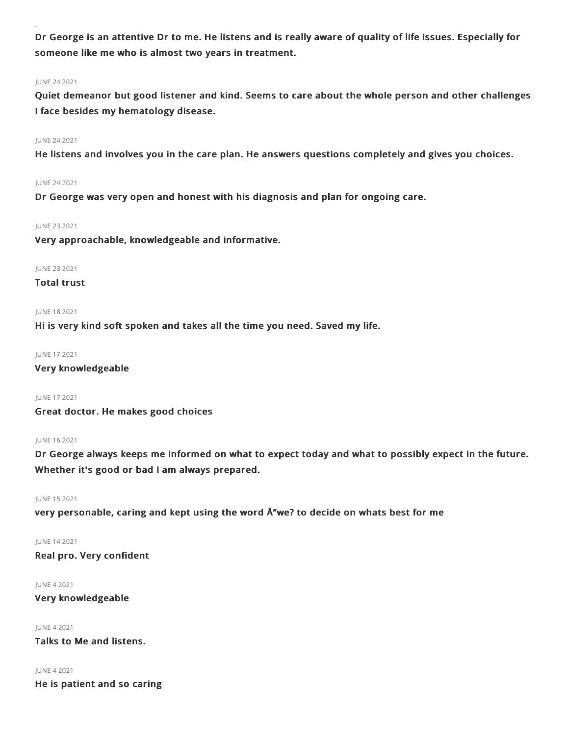**Dr George is an attentive Dr to me. He listens and is really aware of quality of life issues. Especially for someone like me who is almost two years in treatment.**

JUNE 24 2021

**Quiet demeanor but good listener and kind. Seems to care about the whole person and other challenges I face besides my hematology disease.**

JUNE 24 2021

**He listens and involves you in the care plan. He answers questions completely and gives you choices.**

JUNE 24 2021

**Dr George was very open and honest with his diagnosis and plan for ongoing care.**

JUNE 23 2021

**Very approachable, knowledgeable and informative.**

JUNE 23 2021

**Total trust**

JUNE 18 2021

**Hi is very kind soft spoken and takes all the time you need. Saved my life.**

JUNE 17 2021

**Very knowledgeable**

JUNE 17 2021

**Great doctor. He makes good choices**

JUNE 16 2021

**Dr George always keeps me informed on what to expect today and what to possibly expect in the future. Whether it's good or bad I am always prepared.**

JUNE 15 2021

**very personable, caring and kept using the word Å"we? to decide on whats best for me**

JUNE 14 2021

**Real pro. Very confident**

JUNE 4 2021

**Very knowledgeable**

JUNE 4 2021

**Talks to Me and listens.**

JUNE 4 2021

**He is patient and so caring**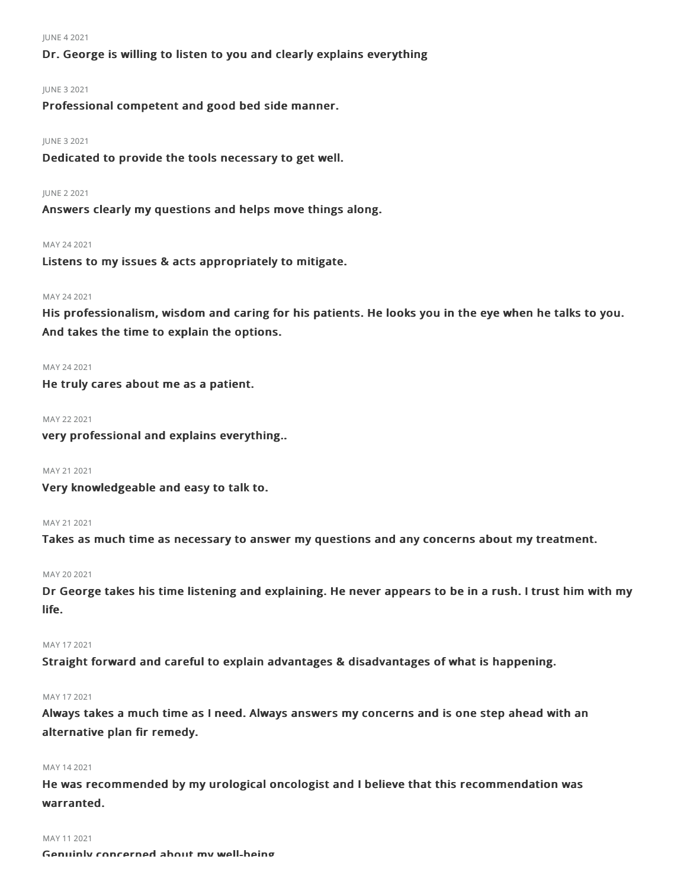JUNE 4 2021

**Dr. George is willing to listen to you and clearly explains everything**

JUNE 3 2021

**Professional competent and good bed side manner.**

JUNE 3 2021

**Dedicated to provide the tools necessary to get well.**

JUNE 2 2021

**Answers clearly my questions and helps move things along.**

MAY 24 2021

**Listens to my issues & acts appropriately to mitigate.**

MAY 24 2021

**His professionalism, wisdom and caring for his patients. He looks you in the eye when he talks to you. And takes the time to explain the options.**

MAY 24 2021

**He truly cares about me as a patient.**

MAY 22 2021

**very professional and explains everything..**

MAY 21 2021

**Very knowledgeable and easy to talk to.**

MAY 21 2021

**Takes as much time as necessary to answer my questions and any concerns about my treatment.**

MAY 20 2021

**Dr George takes his time listening and explaining. He never appears to be in a rush. I trust him with my life.**

MAY 17 2021

**Straight forward and careful to explain advantages & disadvantages of what is happening.**

MAY 17 2021

**Always takes a much time as I need. Always answers my concerns and is one step ahead with an alternative plan fir remedy.**

MAY 14 2021

**He was recommended by my urological oncologist and I believe that this recommendation was warranted.**

MAY 11 2021

**Genuinly concerned about my well-being**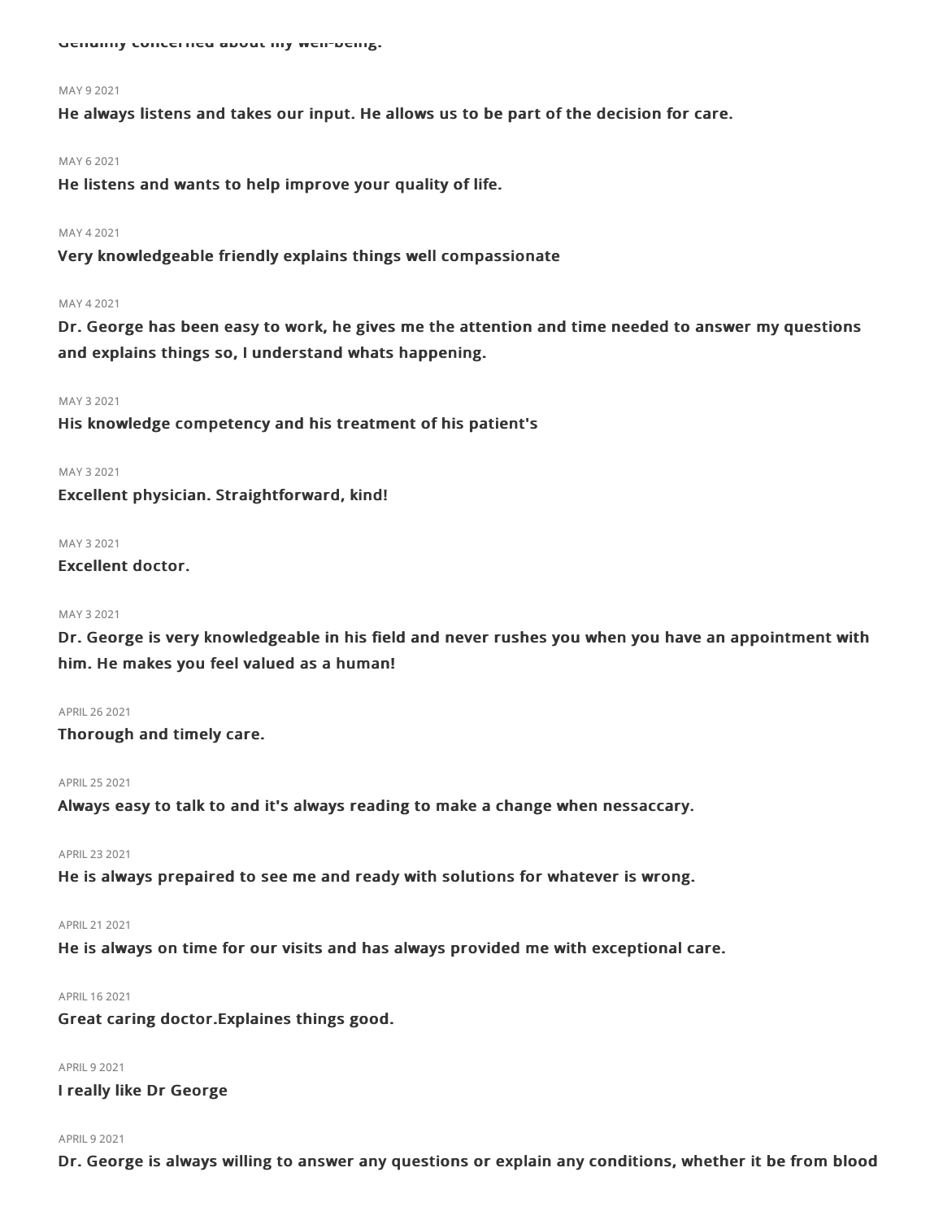Genuinly concerned about my well-being.

MAY 9 2021

**He always listens and takes our input. He allows us to be part of the decision for care.**

MAY 6 2021

**He listens and wants to help improve your quality of life.**

MAY 4 2021

**Very knowledgeable friendly explains things well compassionate**

MAY 4 2021

**Dr. George has been easy to work, he gives me the attention and time needed to answer my questions and explains things so, I understand whats happening.**

MAY 3 2021

**His knowledge competency and his treatment of his patient's**

MAY 3 2021

**Excellent physician. Straightforward, kind!**

MAY 3 2021

**Excellent doctor.**

MAY 3 2021

**Dr. George is very knowledgeable in his field and never rushes you when you have an appointment with him. He makes you feel valued as a human!**

APRIL 26 2021

**Thorough and timely care.**

APRIL 25 2021

**Always easy to talk to and it's always reading to make a change when nessaccary.**

APRIL 23 2021

**He is always prepaired to see me and ready with solutions for whatever is wrong.**

APRIL 21 2021

**He is always on time for our visits and has always provided me with exceptional care.**

APRIL 16 2021

**Great caring doctor.Explaines things good.**

APRIL 9 2021

**I really like Dr George**

APRIL 9 2021

**Dr. George is always willing to answer any questions or explain any conditions, whether it be from blood**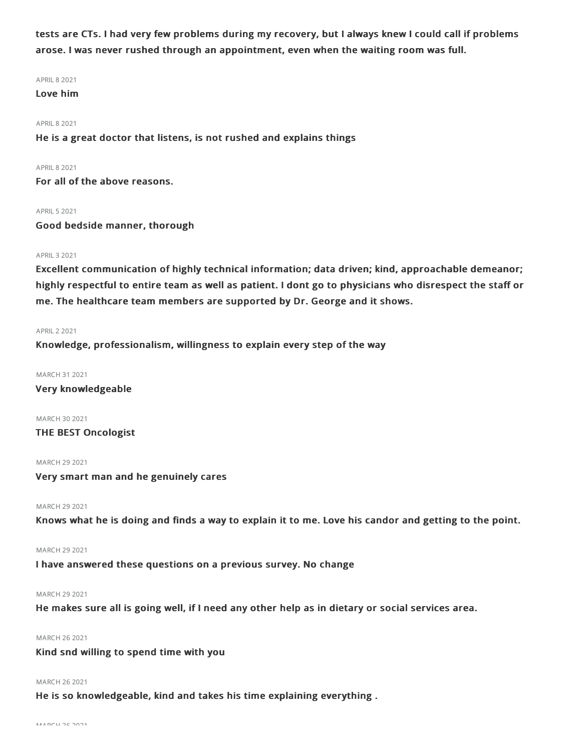**tests are CTs. I had very few problems during my recovery, but I always knew I could call if problems arose. I was never rushed through an appointment, even when the waiting room was full.**

APRIL 8 2021

**Love him**

APRIL 8 2021

**He is a great doctor that listens, is not rushed and explains things**

APRIL 8 2021

**For all of the above reasons.**

APRIL 5 2021

**Good bedside manner, thorough**

APRIL 3 2021

**Excellent communication of highly technical information; data driven; kind, approachable demeanor; highly respectful to entire team as well as patient. I dont go to physicians who disrespect the staff or me. The healthcare team members are supported by Dr. George and it shows.**

APRIL 2 2021

**Knowledge, professionalism, willingness to explain every step of the way**

MARCH 31 2021

**Very knowledgeable**

MARCH 30 2021

**THE BEST Oncologist**

MARCH 29 2021

**Very smart man and he genuinely cares**

MARCH 29 2021

**Knows what he is doing and finds a way to explain it to me. Love his candor and getting to the point.**

MARCH 29 2021

**I have answered these questions on a previous survey. No change**

MARCH 29 2021

**He makes sure all is going well, if I need any other help as in dietary or social services area.**

MARCH 26 2021

**Kind snd willing to spend time with you**

MARCH 26 2021

**He is so knowledgeable, kind and takes his time explaining everything .**

MARCH 26 2021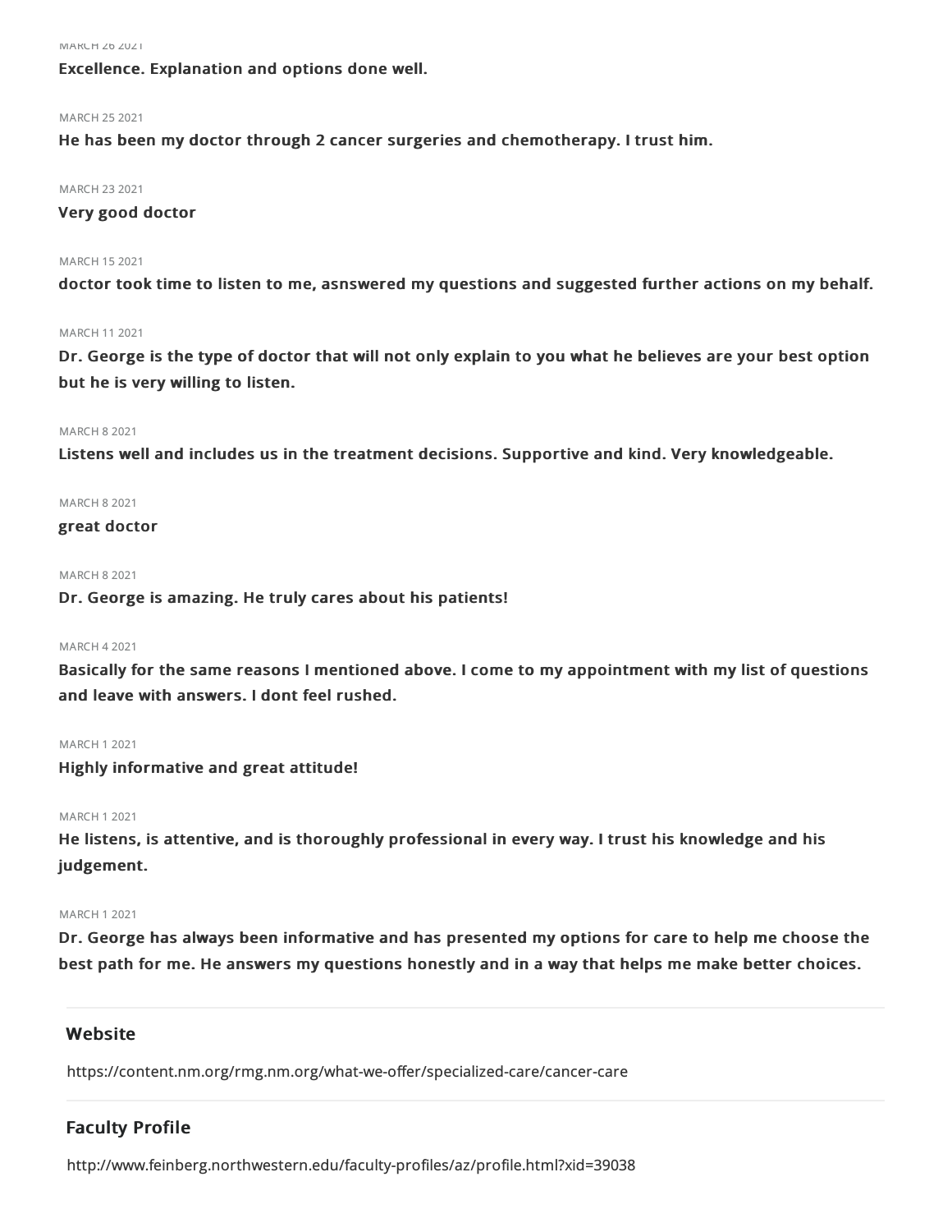MARCH 26 2021

**Excellence. Explanation and options done well.**

MARCH 25 2021

**He has been my doctor through 2 cancer surgeries and chemotherapy. I trust him.**

MARCH 23 2021

**Very good doctor**

MARCH 15 2021

**doctor took time to listen to me, asnswered my questions and suggested further actions on my behalf.**

MARCH 11 2021

**Dr. George is the type of doctor that will not only explain to you what he believes are your best option but he is very willing to listen.**

MARCH 8 2021

**Listens well and includes us in the treatment decisions. Supportive and kind. Very knowledgeable.**

MARCH 8 2021

**great doctor**

MARCH 8 2021

**Dr. George is amazing. He truly cares about his patients!**

MARCH 4 2021

**Basically for the same reasons I mentioned above. I come to my appointment with my list of questions and leave with answers. I dont feel rushed.**

MARCH 1 2021

**Highly informative and great attitude!**

MARCH 1 2021

**He listens, is attentive, and is thoroughly professional in every way. I trust his knowledge and his judgement.**

MARCH 1 2021

**Dr. George has always been informative and has presented my options for care to help me choose the best path for me. He answers my questions honestly and in a way that helps me make better choices.**

## Website

https://content.nm.org/rmg.nm.org/what-we-offer/specialized-care/cancer-care

## Faculty Profile

http://www.feinberg.northwestern.edu/faculty-profiles/az/profile.html?xid=39038